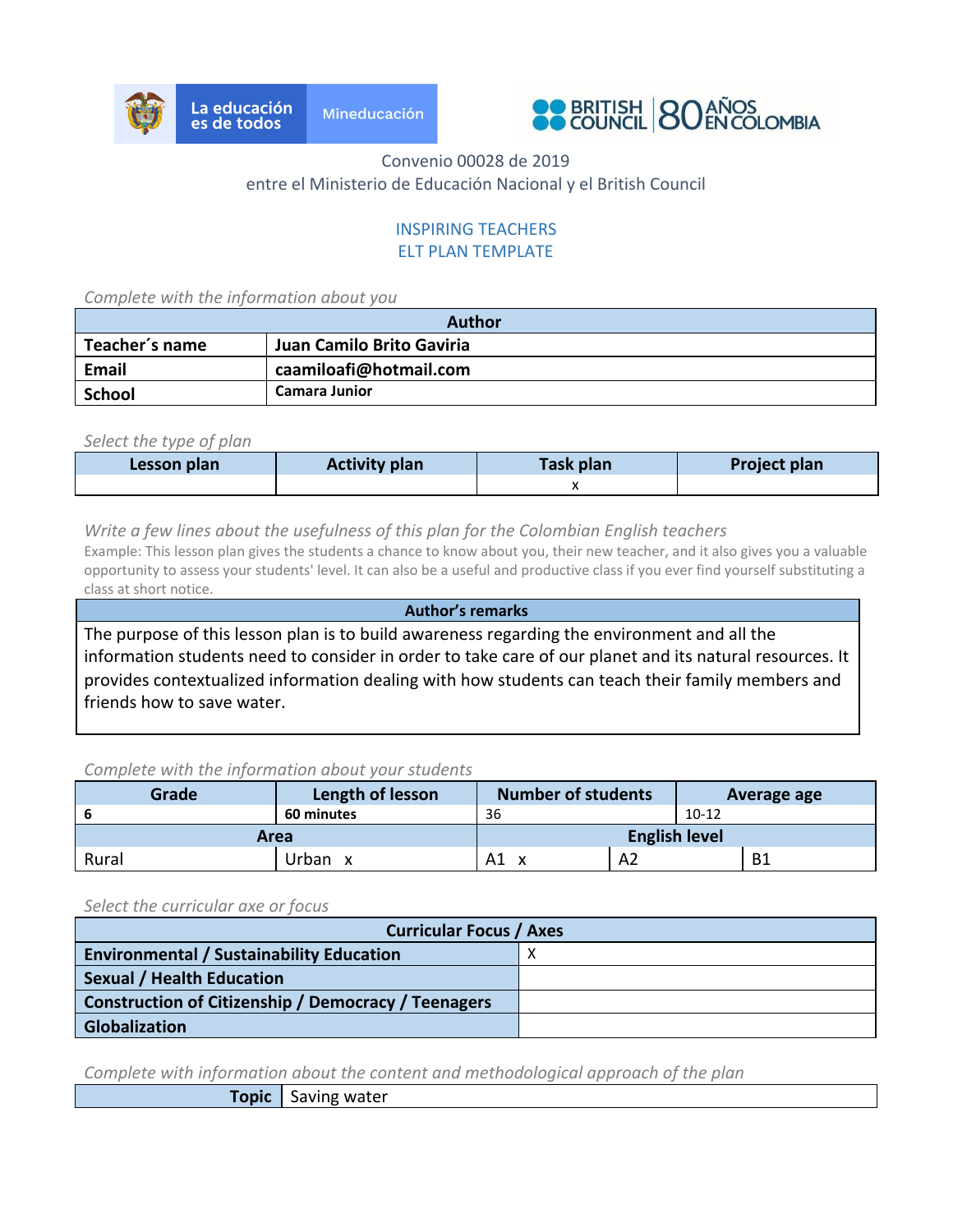Convenio 00028 de 2019
entre el Ministerio de Educación Nacional y el British Council

INSPIRING TEACHERS
ELT PLAN TEMPLATE

*Complete with the information about you*

| Author | |
|---|---|
| **Teacher´s name** | **Juan Camilo Brito Gaviria** |
| **Email** | **caamiloafi@hotmail.com** |
| **School** | **Camara Junior** |

*Select the type of plan*

| Lesson plan | Activity plan | Task plan | Project plan |
|---|---|---|---|
| | | x | |

*Write a few lines about the usefulness of this plan for the Colombian English teachers*
Example: This lesson plan gives the students a chance to know about you, their new teacher, and it also gives you a valuable opportunity to assess your students' level. It can also be a useful and productive class if you ever find yourself substituting a class at short notice.

| Author's remarks |
|---|
| The purpose of this lesson plan is to build awareness regarding the environment and all the information students need to consider in order to take care of our planet and its natural resources. It provides contextualized information dealing with how students can teach their family members and friends how to save water. |

*Complete with the information about your students*

| Grade | Length of lesson | Number of students | | Average age | |
|---|---|---|---|---|---|
| 6 | 60 minutes | 36 | | 10-12 | |
| **Area** | | **English level** | | | |
| Rural | Urban x | A1 x | A2 | | B1 |

*Select the curricular axe or focus*

| Curricular Focus / Axes | |
|---|---|
| **Environmental / Sustainability Education** | X |
| **Sexual / Health Education** | |
| **Construction of Citizenship / Democracy / Teenagers** | |
| **Globalization** | |

*Complete with information about the content and methodological approach of the plan*

| Topic | Saving water |
|---|---|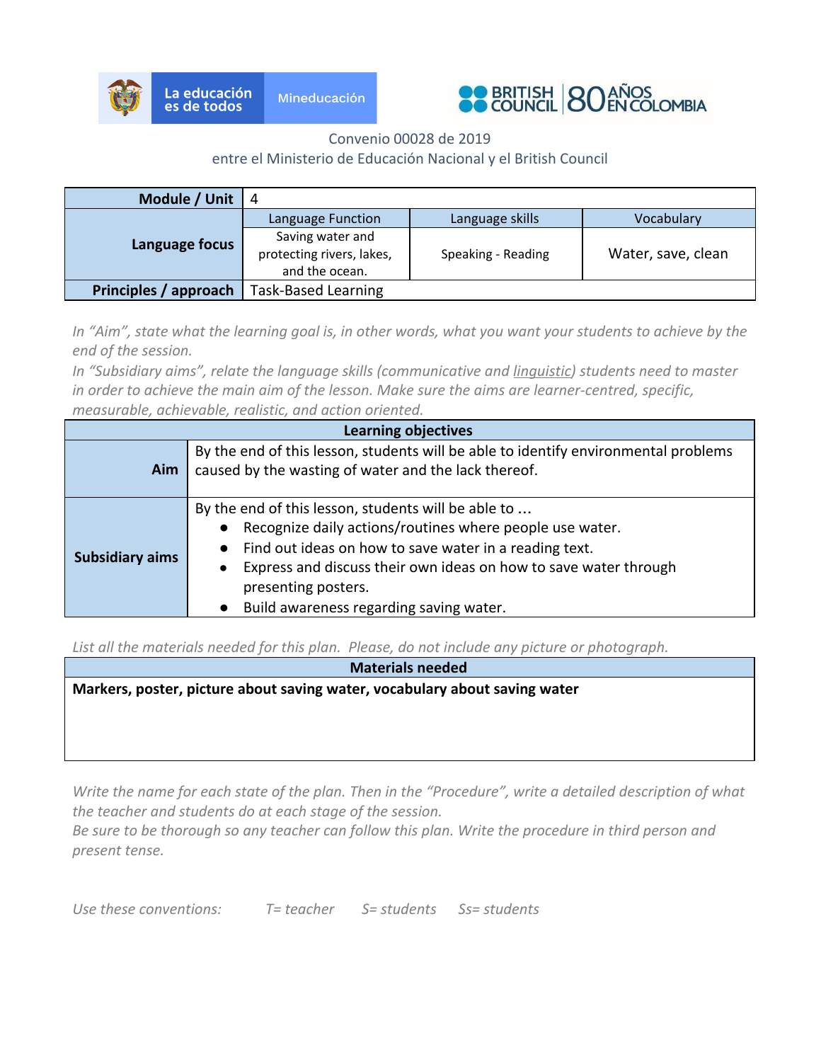Convenio 00028 de 2019
entre el Ministerio de Educación Nacional y el British Council

| **Module / Unit** | 4 | | |
|---|---|---|---|
| **Language focus** | Language Function | Language skills | Vocabulary |
| | Saving water and protecting rivers, lakes, and the ocean. | Speaking - Reading | Water, save, clean |
| **Principles / approach** | Task-Based Learning | | |

*In "Aim", state what the learning goal is, in other words, what you want your students to achieve by the end of the session.*
*In "Subsidiary aims", relate the language skills (communicative and linguistic) students need to master in order to achieve the main aim of the lesson. Make sure the aims are learner-centred, specific, measurable, achievable, realistic, and action oriented.*

| **Learning objectives** | |
|---|---|
| **Aim** | By the end of this lesson, students will be able to identify environmental problems caused by the wasting of water and the lack thereof. |
| **Subsidiary aims** | By the end of this lesson, students will be able to ...<br>● Recognize daily actions/routines where people use water.<br>● Find out ideas on how to save water in a reading text.<br>● Express and discuss their own ideas on how to save water through presenting posters.<br>● Build awareness regarding saving water. |

*List all the materials needed for this plan. Please, do not include any picture or photograph.*

| **Materials needed** |
|---|
| **Markers, poster, picture about saving water, vocabulary about saving water** |

*Write the name for each state of the plan. Then in the "Procedure", write a detailed description of what the teacher and students do at each stage of the session.*
*Be sure to be thorough so any teacher can follow this plan. Write the procedure in third person and present tense.*

*Use these conventions: T= teacher S= students Ss= students*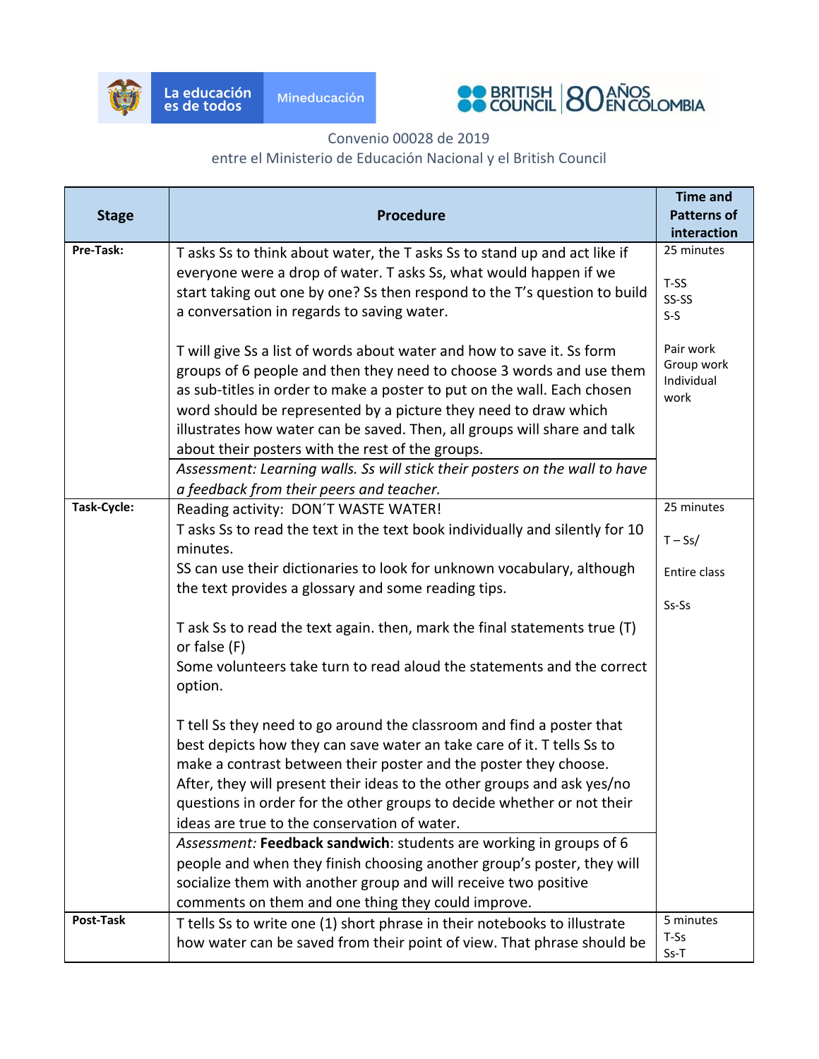La educación es de todos | Mineducación

BRITISH COUNCIL | 80 AÑOS EN COLOMBIA

Convenio 00028 de 2019
entre el Ministerio de Educación Nacional y el British Council

| Stage | Procedure | Time and Patterns of interaction |
|---|---|---|
| **Pre-Task:** | T asks Ss to think about water, the T asks Ss to stand up and act like if everyone were a drop of water. T asks Ss, what would happen if we start taking out one by one? Ss then respond to the T's question to build a conversation in regards to saving water.<br><br>T will give Ss a list of words about water and how to save it. Ss form groups of 6 people and then they need to choose 3 words and use them as sub-titles in order to make a poster to put on the wall. Each chosen word should be represented by a picture they need to draw which illustrates how water can be saved. Then, all groups will share and talk about their posters with the rest of the groups.<br><br>*Assessment: Learning walls. Ss will stick their posters on the wall to have a feedback from their peers and teacher.* | 25 minutes<br><br>T-SS<br>SS-SS<br>S-S<br><br>Pair work<br>Group work<br>Individual work |
| **Task-Cycle:** | Reading activity: DON´T WASTE WATER!<br>T asks Ss to read the text in the text book individually and silently for 10 minutes.<br>SS can use their dictionaries to look for unknown vocabulary, although the text provides a glossary and some reading tips.<br><br>T ask Ss to read the text again. then, mark the final statements true (T) or false (F)<br>Some volunteers take turn to read aloud the statements and the correct option.<br><br>T tell Ss they need to go around the classroom and find a poster that best depicts how they can save water an take care of it. T tells Ss to make a contrast between their poster and the poster they choose. After, they will present their ideas to the other groups and ask yes/no questions in order for the other groups to decide whether or not their ideas are true to the conservation of water.<br><br>*Assessment:* **Feedback sandwich**: students are working in groups of 6 people and when they finish choosing another group's poster, they will socialize them with another group and will receive two positive comments on them and one thing they could improve. | 25 minutes<br><br>T – Ss/<br><br>Entire class<br><br>Ss-Ss |
| **Post-Task** | T tells Ss to write one (1) short phrase in their notebooks to illustrate how water can be saved from their point of view. That phrase should be | 5 minutes<br>T-Ss<br>Ss-T |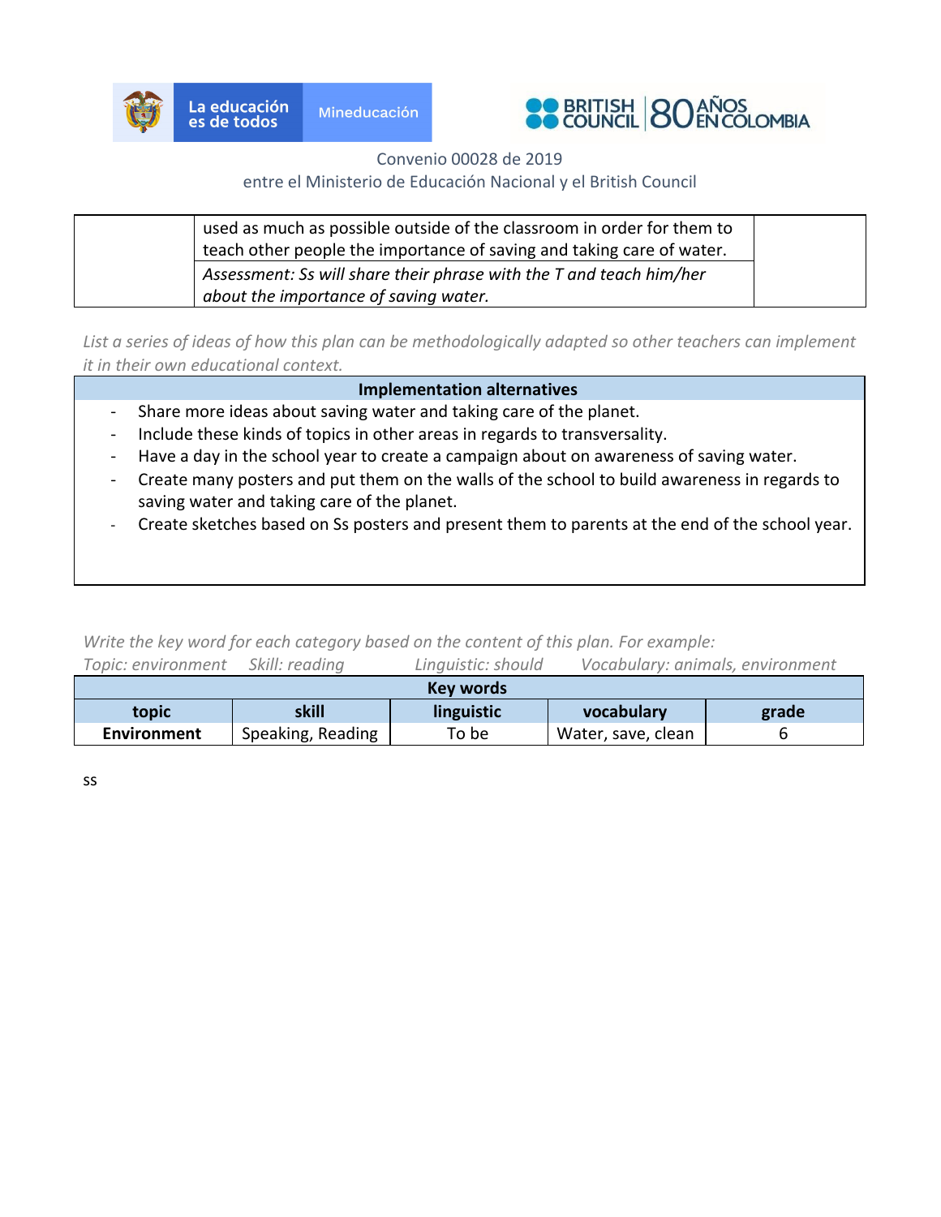Convenio 00028 de 2019

entre el Ministerio de Educación Nacional y el British Council

| | | |
|---|---|---|
| | used as much as possible outside of the classroom in order for them to teach other people the importance of saving and taking care of water. | |
| | *Assessment: Ss will share their phrase with the T and teach him/her about the importance of saving water.* | |

*List a series of ideas of how this plan can be methodologically adapted so other teachers can implement it in their own educational context.*

**Implementation alternatives**

- Share more ideas about saving water and taking care of the planet.
- Include these kinds of topics in other areas in regards to transversality.
- Have a day in the school year to create a campaign about on awareness of saving water.
- Create many posters and put them on the walls of the school to build awareness in regards to saving water and taking care of the planet.
- Create sketches based on Ss posters and present them to parents at the end of the school year.

*Write the key word for each category based on the content of this plan. For example:*

*Topic: environment Skill: reading Linguistic: should Vocabulary: animals, environment*

| Key words | | | | |
|---|---|---|---|---|
| **topic** | **skill** | **linguistic** | **vocabulary** | **grade** |
| **Environment** | Speaking, Reading | To be | Water, save, clean | 6 |

ss